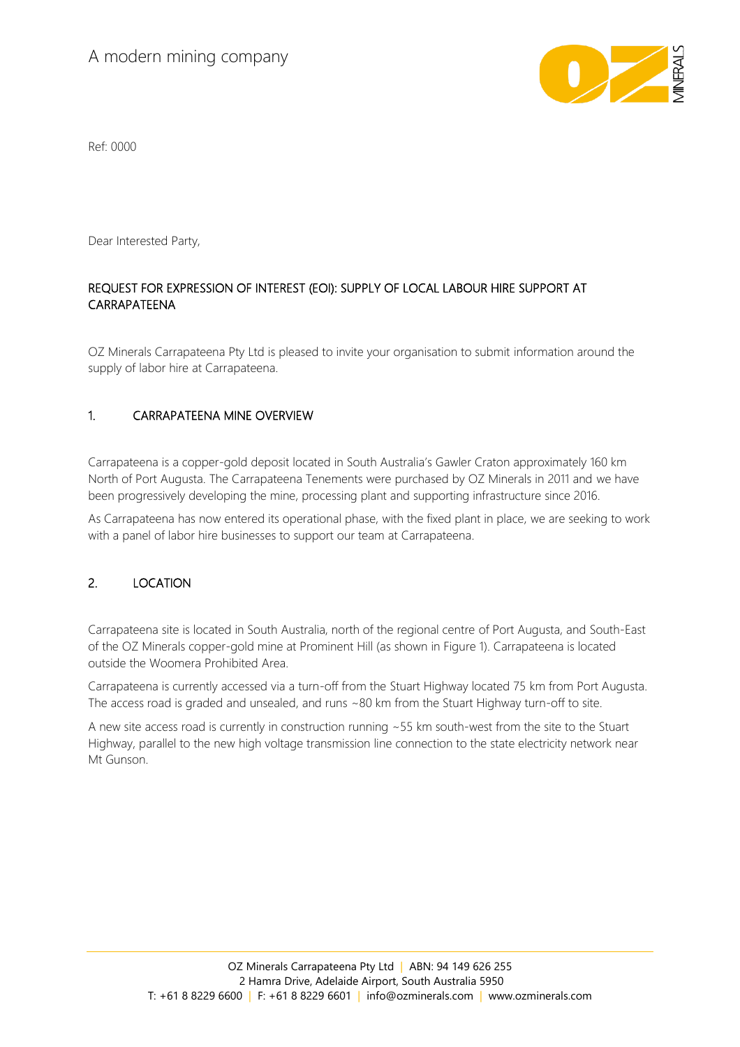A modern mining company

Ref: 0000

Dear Interested Party,

## REQUEST FOR EXPRESSION OF INTEREST (EOI): SUPPLY OF LOCAL LABOUR HIRE SUPPORT AT CARRAPATEENA

OZ Minerals Carrapateena Pty Ltd is pleased to invite your organisation to submit information around the supply of labor hire at Carrapateena.

### 1. CARRAPATEENA MINE OVERVIEW

Carrapateena is a copper-gold deposit located in South Australia's Gawler Craton approximately 160 km North of Port Augusta. The Carrapateena Tenements were purchased by OZ Minerals in 2011 and we have been progressively developing the mine, processing plant and supporting infrastructure since 2016.

As Carrapateena has now entered its operational phase, with the fixed plant in place, we are seeking to work with a panel of labor hire businesses to support our team at Carrapateena.

### 2. LOCATION

Carrapateena site is located in South Australia, north of the regional centre of Port Augusta, and South-East of the OZ Minerals copper-gold mine at Prominent Hill (as shown in Figure 1). Carrapateena is located outside the Woomera Prohibited Area.

Carrapateena is currently accessed via a turn-off from the Stuart Highway located 75 km from Port Augusta. The access road is graded and unsealed, and runs ~80 km from the Stuart Highway turn-off to site.

A new site access road is currently in construction running ~55 km south-west from the site to the Stuart Highway, parallel to the new high voltage transmission line connection to the state electricity network near Mt Gunson.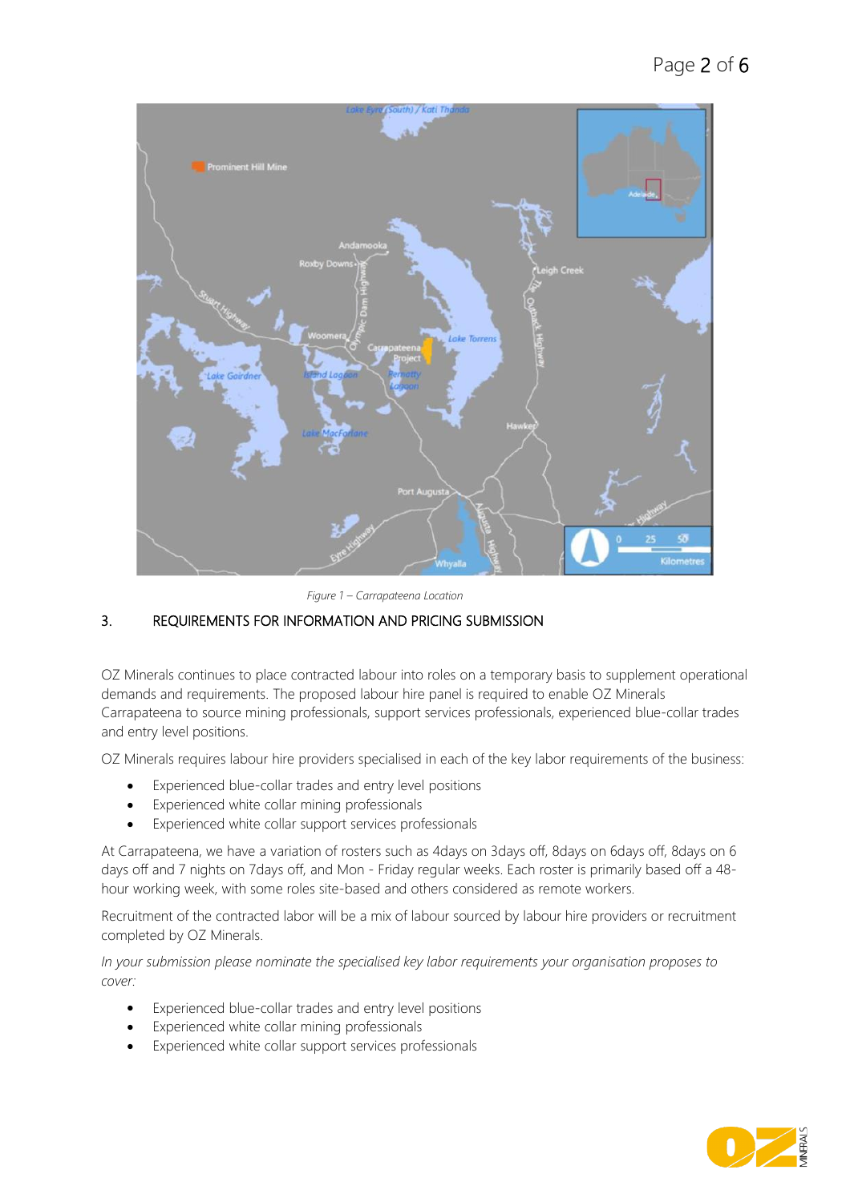*Figure 1 – Carrapateena Location*

## 3. REQUIREMENTS FOR INFORMATION AND PRICING SUBMISSION

OZ Minerals continues to place contracted labour into roles on a temporary basis to supplement operational demands and requirements. The proposed labour hire panel is required to enable OZ Minerals Carrapateena to source mining professionals, support services professionals, experienced blue-collar trades and entry level positions.

OZ Minerals requires labour hire providers specialised in each of the key labor requirements of the business:

- Experienced blue-collar trades and entry level positions
- Experienced white collar mining professionals
- Experienced white collar support services professionals

At Carrapateena, we have a variation of rosters such as 4days on 3days off, 8days on 6days off, 8days on 6 days off and 7 nights on 7days off, and Mon - Friday regular weeks. Each roster is primarily based off a 48-hour working week, with some roles site-based and others considered as remote workers.

Recruitment of the contracted labor will be a mix of labour sourced by labour hire providers or recruitment completed by OZ Minerals.

*In your submission please nominate the specialised key labor requirements your organisation proposes to cover:*

- Experienced blue-collar trades and entry level positions
- Experienced white collar mining professionals
- Experienced white collar support services professionals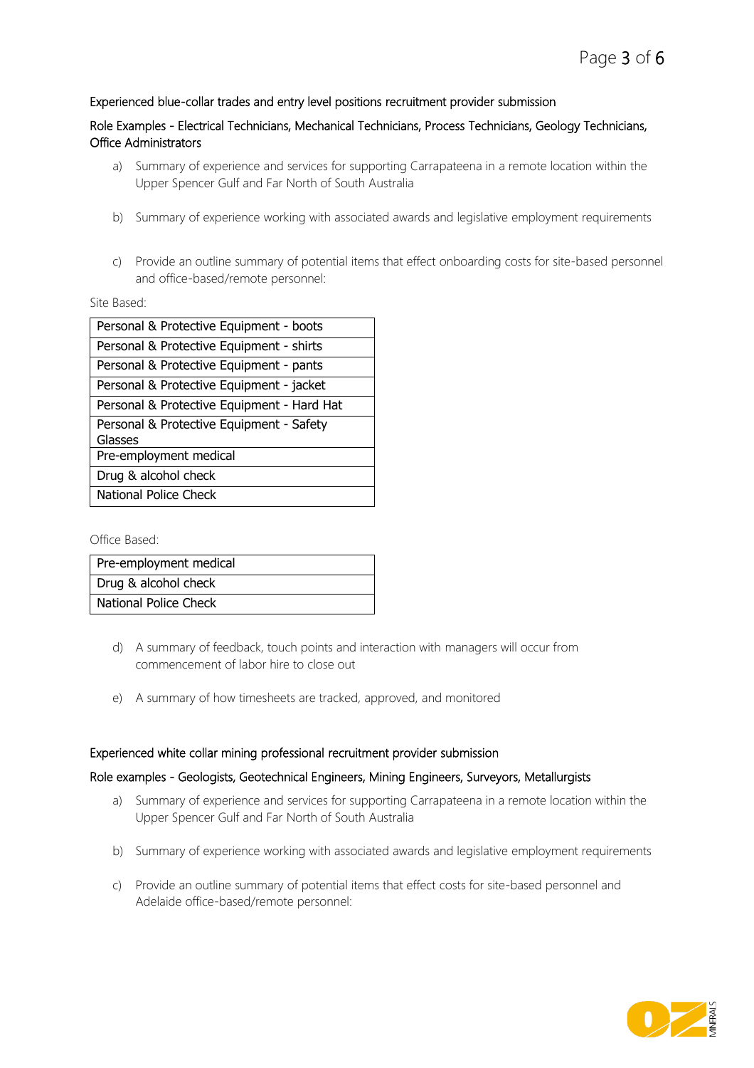Experienced blue-collar trades and entry level positions recruitment provider submission

Role Examples - Electrical Technicians, Mechanical Technicians, Process Technicians, Geology Technicians, Office Administrators

a) Summary of experience and services for supporting Carrapateena in a remote location within the Upper Spencer Gulf and Far North of South Australia

b) Summary of experience working with associated awards and legislative employment requirements

c) Provide an outline summary of potential items that effect onboarding costs for site-based personnel and office-based/remote personnel:

Site Based:

| Personal & Protective Equipment - boots |
|---|
| Personal & Protective Equipment - shirts |
| Personal & Protective Equipment - pants |
| Personal & Protective Equipment - jacket |
| Personal & Protective Equipment - Hard Hat |
| Personal & Protective Equipment - Safety Glasses |
| Pre-employment medical |
| Drug & alcohol check |
| National Police Check |

Office Based:

| Pre-employment medical |
|---|
| Drug & alcohol check |
| National Police Check |

d) A summary of feedback, touch points and interaction with managers will occur from commencement of labor hire to close out

e) A summary of how timesheets are tracked, approved, and monitored

Experienced white collar mining professional recruitment provider submission

Role examples - Geologists, Geotechnical Engineers, Mining Engineers, Surveyors, Metallurgists

a) Summary of experience and services for supporting Carrapateena in a remote location within the Upper Spencer Gulf and Far North of South Australia

b) Summary of experience working with associated awards and legislative employment requirements

c) Provide an outline summary of potential items that effect costs for site-based personnel and Adelaide office-based/remote personnel: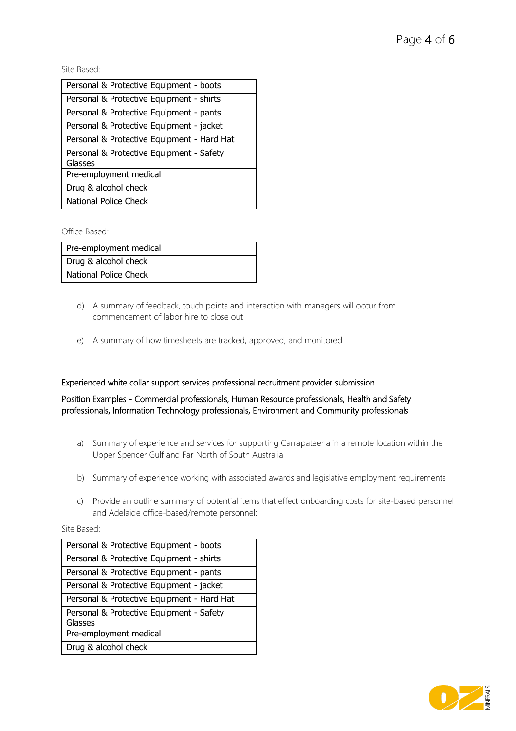Site Based:

| Personal & Protective Equipment - boots |
|---|
| Personal & Protective Equipment - shirts |
| Personal & Protective Equipment - pants |
| Personal & Protective Equipment - jacket |
| Personal & Protective Equipment - Hard Hat |
| Personal & Protective Equipment - Safety Glasses |
| Pre-employment medical |
| Drug & alcohol check |
| National Police Check |

Office Based:

| Pre-employment medical |
|---|
| Drug & alcohol check |
| National Police Check |

d) A summary of feedback, touch points and interaction with managers will occur from commencement of labor hire to close out

e) A summary of how timesheets are tracked, approved, and monitored

Experienced white collar support services professional recruitment provider submission

Position Examples - Commercial professionals, Human Resource professionals, Health and Safety professionals, Information Technology professionals, Environment and Community professionals

a) Summary of experience and services for supporting Carrapateena in a remote location within the Upper Spencer Gulf and Far North of South Australia

b) Summary of experience working with associated awards and legislative employment requirements

c) Provide an outline summary of potential items that effect onboarding costs for site-based personnel and Adelaide office-based/remote personnel:

Site Based:

| Personal & Protective Equipment - boots |
|---|
| Personal & Protective Equipment - shirts |
| Personal & Protective Equipment - pants |
| Personal & Protective Equipment - jacket |
| Personal & Protective Equipment - Hard Hat |
| Personal & Protective Equipment - Safety Glasses |
| Pre-employment medical |
| Drug & alcohol check |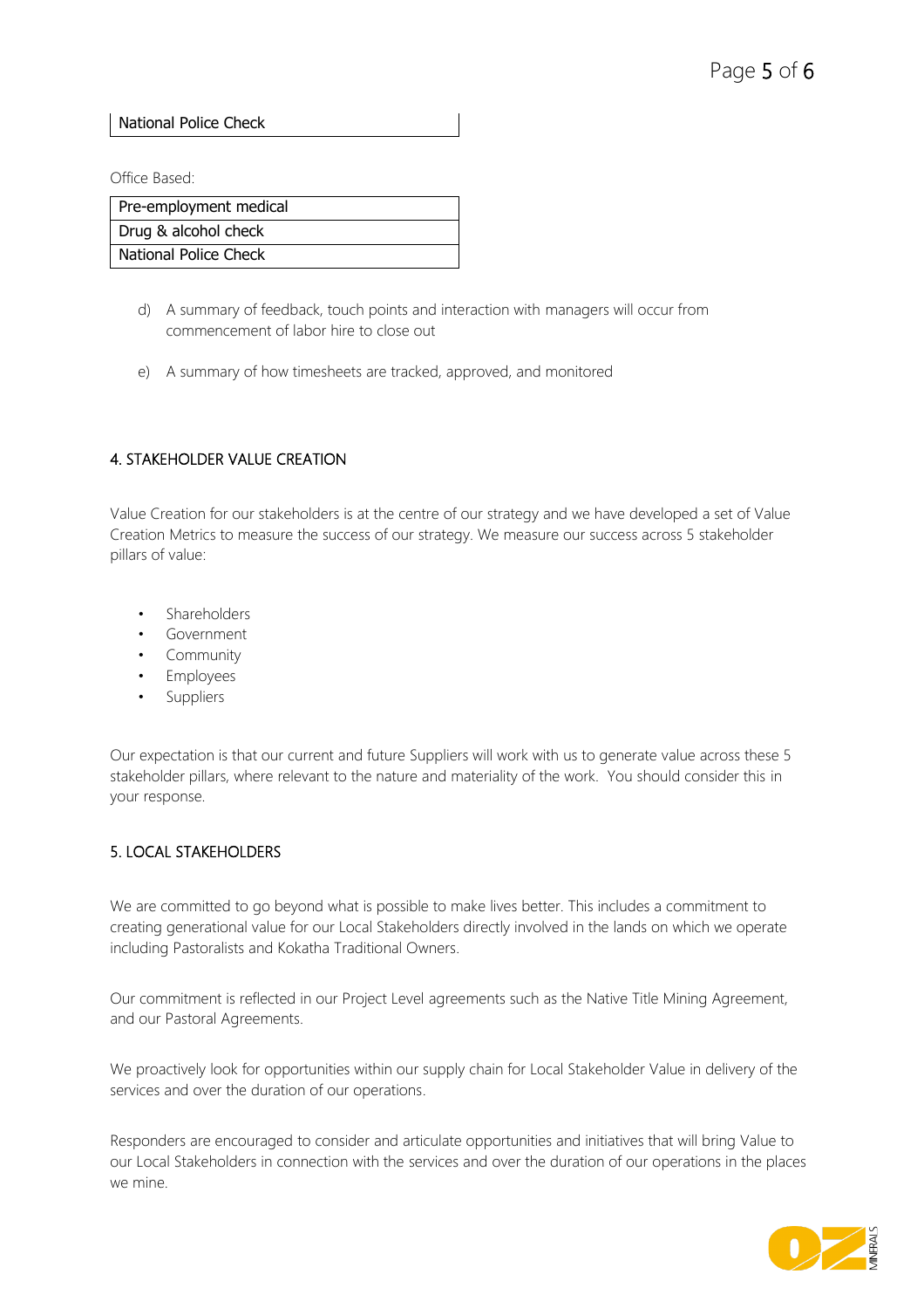| National Police Check |
| --- |

Office Based:

| Pre-employment medical |
| --- |
| Drug & alcohol check |
| National Police Check |

d) A summary of feedback, touch points and interaction with managers will occur from commencement of labor hire to close out

e) A summary of how timesheets are tracked, approved, and monitored

## 4. STAKEHOLDER VALUE CREATION

Value Creation for our stakeholders is at the centre of our strategy and we have developed a set of Value Creation Metrics to measure the success of our strategy. We measure our success across 5 stakeholder pillars of value:

- Shareholders
- Government
- Community
- Employees
- Suppliers

Our expectation is that our current and future Suppliers will work with us to generate value across these 5 stakeholder pillars, where relevant to the nature and materiality of the work. You should consider this in your response.

## 5. LOCAL STAKEHOLDERS

We are committed to go beyond what is possible to make lives better. This includes a commitment to creating generational value for our Local Stakeholders directly involved in the lands on which we operate including Pastoralists and Kokatha Traditional Owners.

Our commitment is reflected in our Project Level agreements such as the Native Title Mining Agreement, and our Pastoral Agreements.

We proactively look for opportunities within our supply chain for Local Stakeholder Value in delivery of the services and over the duration of our operations.

Responders are encouraged to consider and articulate opportunities and initiatives that will bring Value to our Local Stakeholders in connection with the services and over the duration of our operations in the places we mine.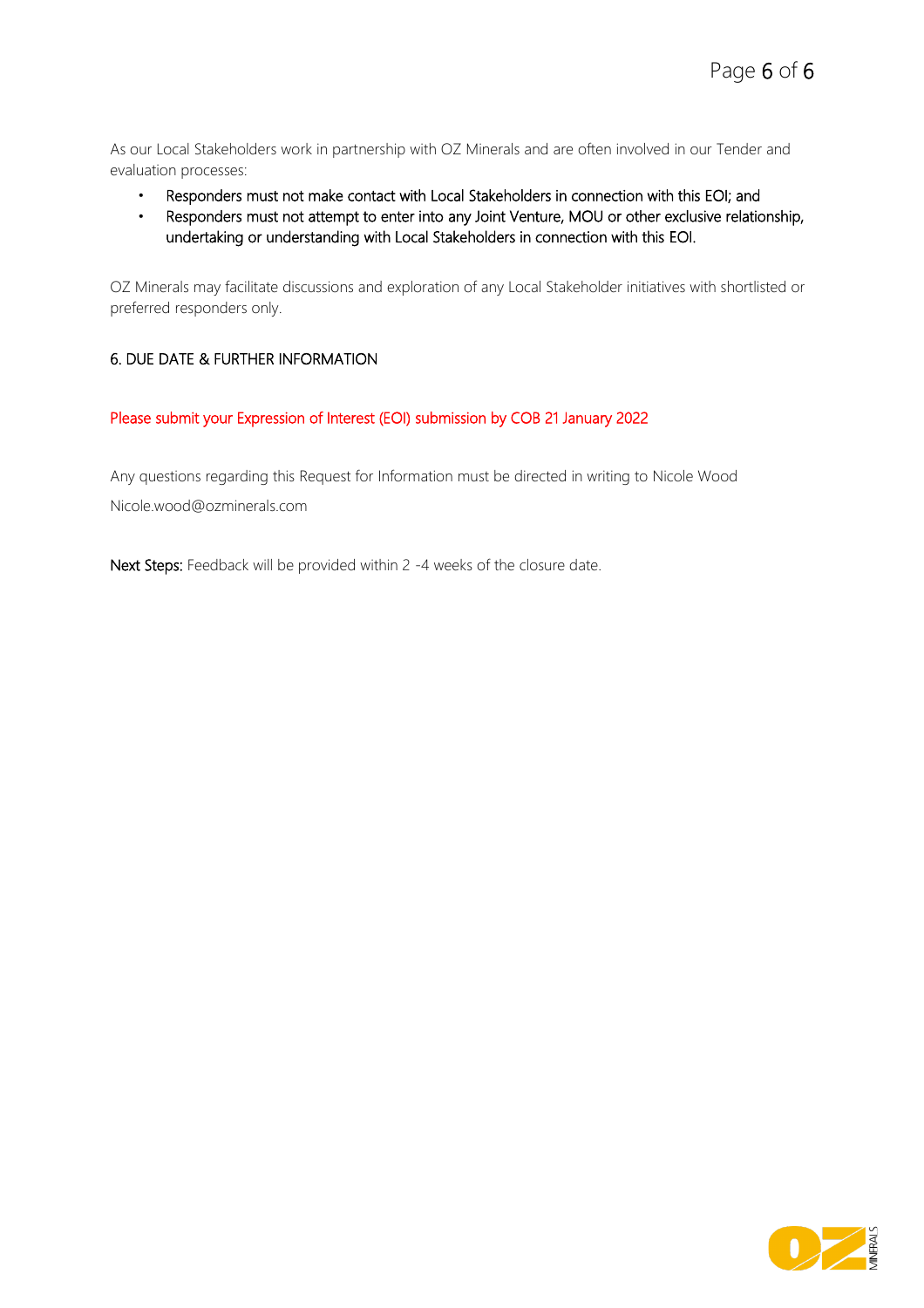As our Local Stakeholders work in partnership with OZ Minerals and are often involved in our Tender and evaluation processes:

- Responders must not make contact with Local Stakeholders in connection with this EOI; and
- Responders must not attempt to enter into any Joint Venture, MOU or other exclusive relationship, undertaking or understanding with Local Stakeholders in connection with this EOI.

OZ Minerals may facilitate discussions and exploration of any Local Stakeholder initiatives with shortlisted or preferred responders only.

## 6. DUE DATE & FURTHER INFORMATION

Please submit your Expression of Interest (EOI) submission by COB 21 January 2022

Any questions regarding this Request for Information must be directed in writing to Nicole Wood

Nicole.wood@ozminerals.com

**Next Steps:** Feedback will be provided within 2 -4 weeks of the closure date.